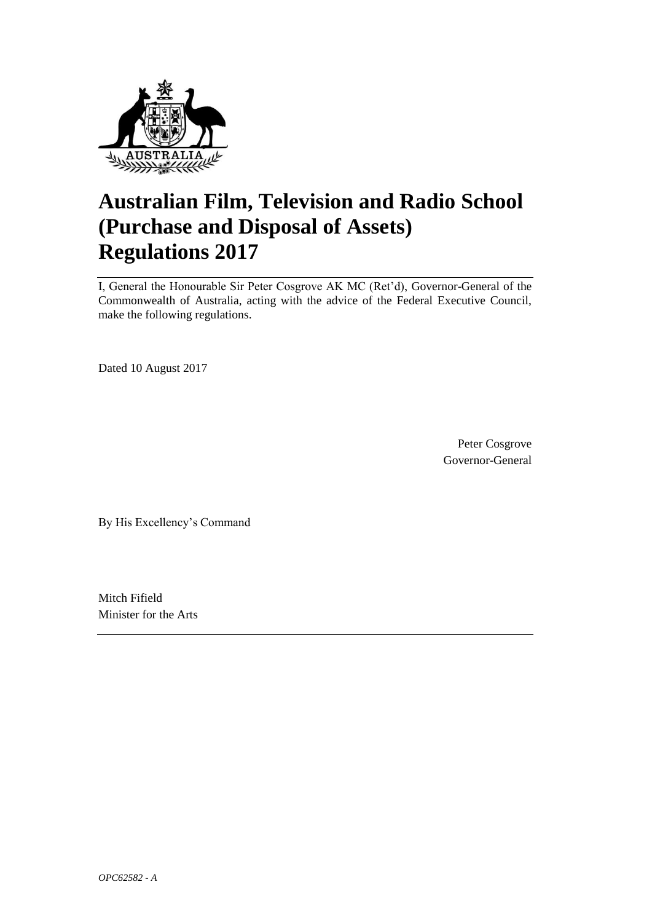# Australian Film, Television and Radio School (Purchase and Disposal of Assets) Regulations 2017

I, General the Honourable Sir Peter Cosgrove AK MC (Ret'd), Governor-General of the Commonwealth of Australia, acting with the advice of the Federal Executive Council, make the following regulations.

Dated 10 August 2017

Peter Cosgrove
Governor-General

By His Excellency's Command

Mitch Fifield
Minister for the Arts

*OPC62582 - A*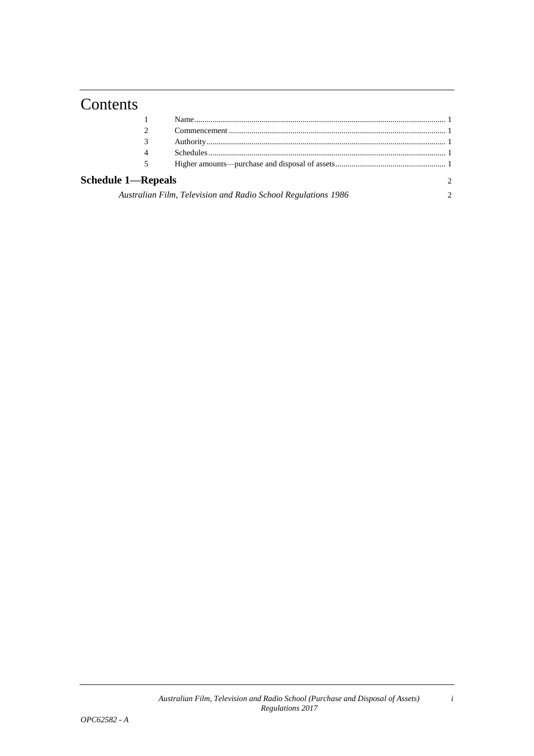# Contents

| | | |
|---|---|---|
| 1 | Name | 1 |
| 2 | Commencement | 1 |
| 3 | Authority | 1 |
| 4 | Schedules | 1 |
| 5 | Higher amounts—purchase and disposal of assets | 1 |

**Schedule 1—Repeals** 2

*Australian Film, Television and Radio School Regulations 1986* 2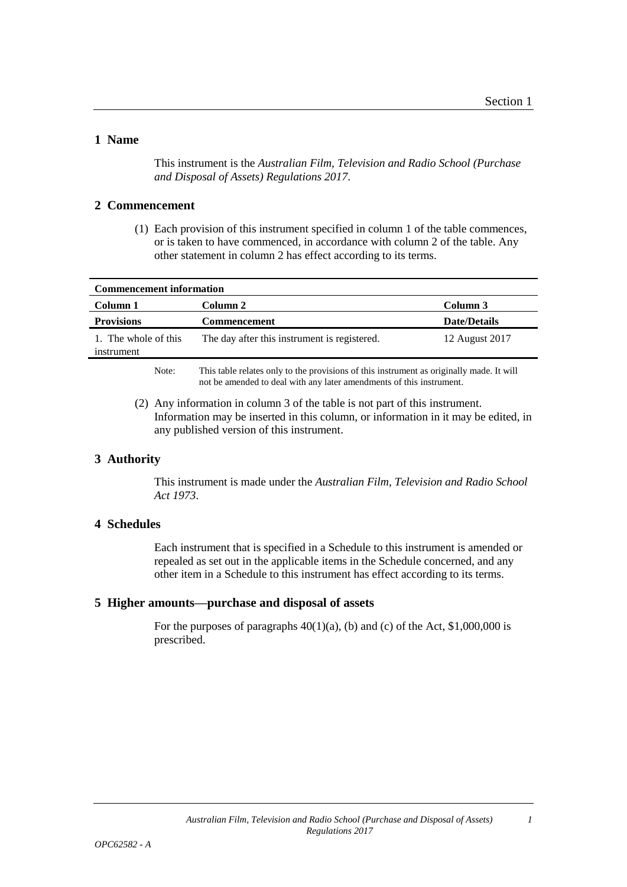## 1 Name

This instrument is the *Australian Film, Television and Radio School (Purchase and Disposal of Assets) Regulations 2017*.

## 2 Commencement

(1) Each provision of this instrument specified in column 1 of the table commences, or is taken to have commenced, in accordance with column 2 of the table. Any other statement in column 2 has effect according to its terms.

| **Commencement information** | | |
|---|---|---|
| **Column 1** | **Column 2** | **Column 3** |
| **Provisions** | **Commencement** | **Date/Details** |
| 1. The whole of this instrument | The day after this instrument is registered. | 12 August 2017 |

Note: This table relates only to the provisions of this instrument as originally made. It will not be amended to deal with any later amendments of this instrument.

(2) Any information in column 3 of the table is not part of this instrument. Information may be inserted in this column, or information in it may be edited, in any published version of this instrument.

## 3 Authority

This instrument is made under the *Australian Film, Television and Radio School Act 1973*.

## 4 Schedules

Each instrument that is specified in a Schedule to this instrument is amended or repealed as set out in the applicable items in the Schedule concerned, and any other item in a Schedule to this instrument has effect according to its terms.

## 5 Higher amounts—purchase and disposal of assets

For the purposes of paragraphs 40(1)(a), (b) and (c) of the Act, $1,000,000 is prescribed.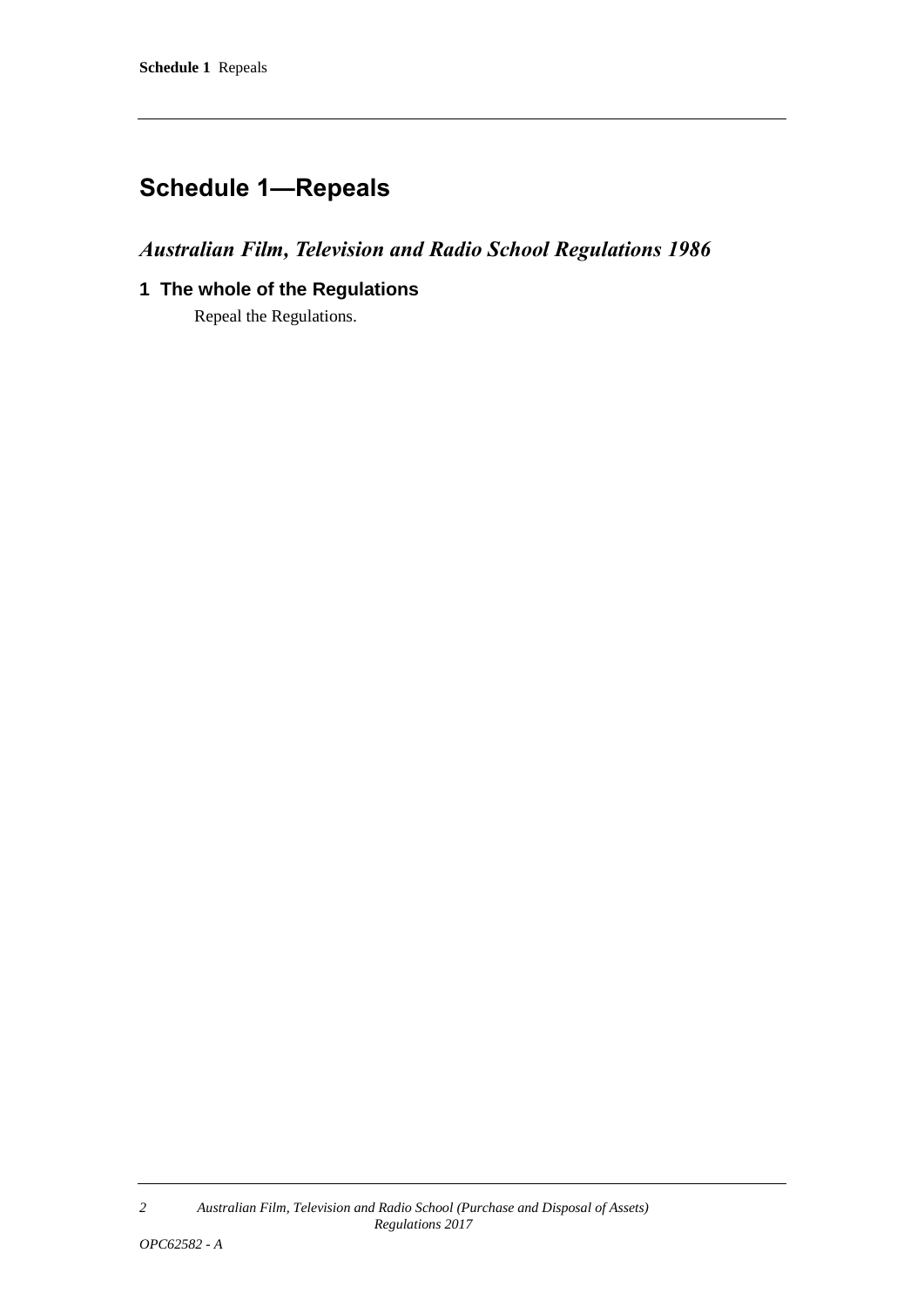# Schedule 1—Repeals

## *Australian Film, Television and Radio School Regulations 1986*

### 1 The whole of the Regulations

Repeal the Regulations.